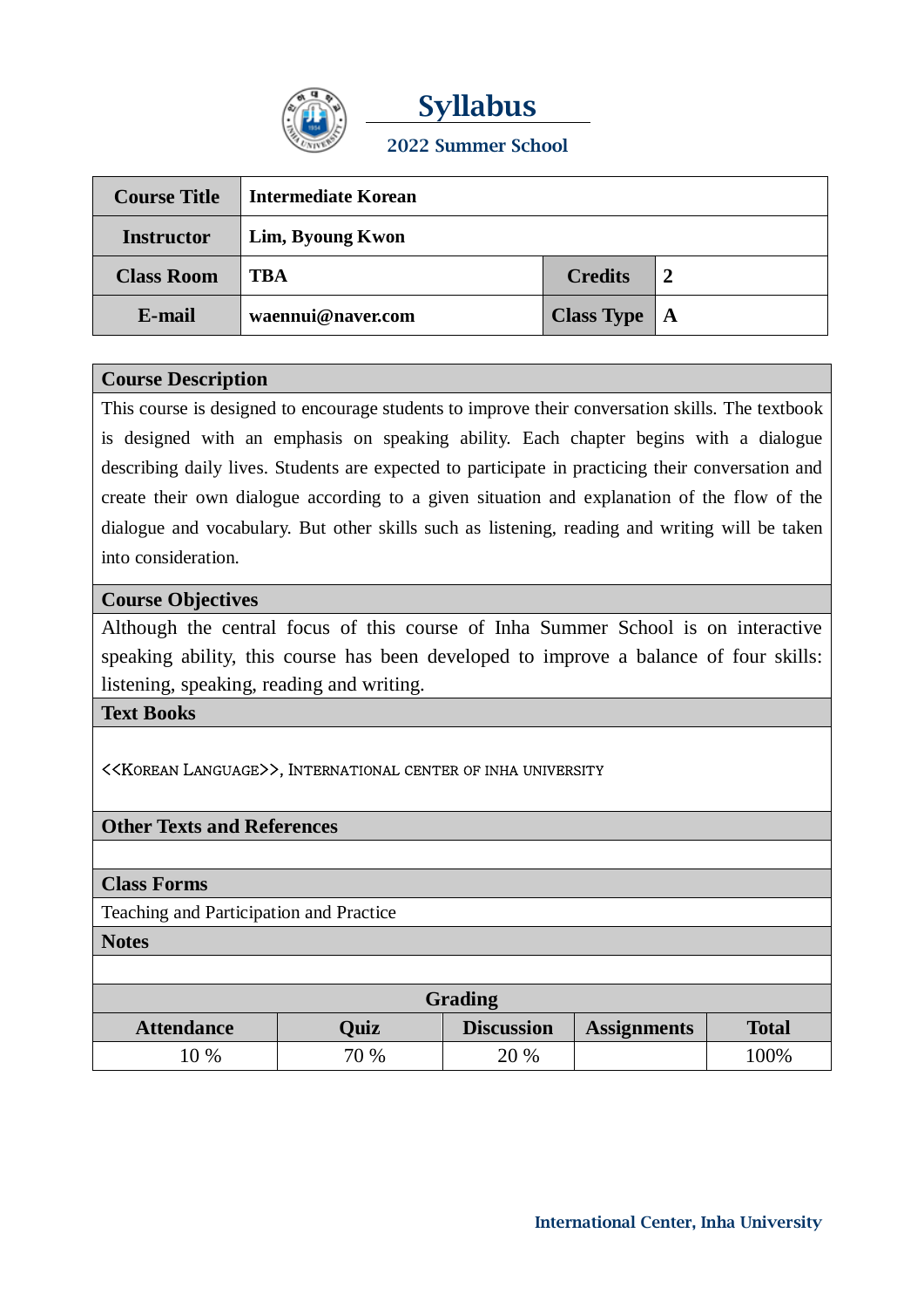# Syllabus

## 2022 Summer School

| Course Title | Intermediate Korean | | |
|---|---|---|---|
| Instructor | Lim, Byoung Kwon | | |
| Class Room | TBA | Credits | 2 |
| E-mail | waennui@naver.com | Class Type | A |

**Course Description**

This course is designed to encourage students to improve their conversation skills. The textbook is designed with an emphasis on speaking ability. Each chapter begins with a dialogue describing daily lives. Students are expected to participate in practicing their conversation and create their own dialogue according to a given situation and explanation of the flow of the dialogue and vocabulary. But other skills such as listening, reading and writing will be taken into consideration.

**Course Objectives**

Although the central focus of this course of Inha Summer School is on interactive speaking ability, this course has been developed to improve a balance of four skills: listening, speaking, reading and writing.

**Text Books**

<<KOREAN LANGUAGE>>, INTERNATIONAL CENTER OF INHA UNIVERSITY

**Other Texts and References**

**Class Forms**

Teaching and Participation and Practice

**Notes**

| Grading | | | | |
|---|---|---|---|---|
| Attendance | Quiz | Discussion | Assignments | Total |
| 10 % | 70 % | 20 % | | 100% |

International Center, Inha University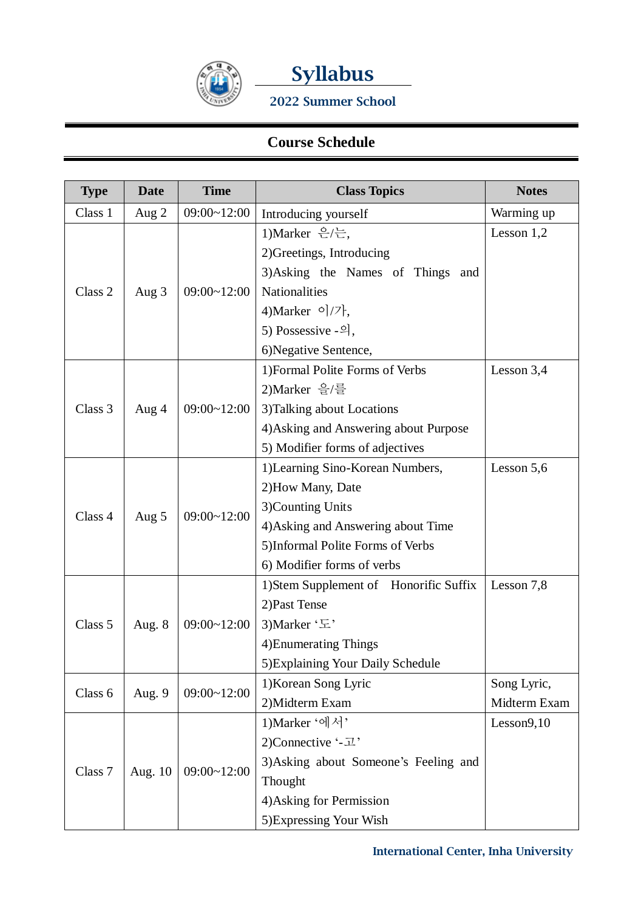# Syllabus

### 2022 Summer School

## Course Schedule

| Type | Date | Time | Class Topics | Notes |
|---|---|---|---|---|
| Class 1 | Aug 2 | 09:00~12:00 | Introducing yourself | Warming up |
| Class 2 | Aug 3 | 09:00~12:00 | 1)Marker 은/는,<br>2)Greetings, Introducing<br>3)Asking the Names of Things and Nationalities<br>4)Marker 이/가,<br>5) Possessive -의,<br>6)Negative Sentence, | Lesson 1,2 |
| Class 3 | Aug 4 | 09:00~12:00 | 1)Formal Polite Forms of Verbs<br>2)Marker 을/를<br>3)Talking about Locations<br>4)Asking and Answering about Purpose<br>5) Modifier forms of adjectives | Lesson 3,4 |
| Class 4 | Aug 5 | 09:00~12:00 | 1)Learning Sino-Korean Numbers,<br>2)How Many, Date<br>3)Counting Units<br>4)Asking and Answering about Time<br>5)Informal Polite Forms of Verbs<br>6) Modifier forms of verbs | Lesson 5,6 |
| Class 5 | Aug. 8 | 09:00~12:00 | 1)Stem Supplement of Honorific Suffix<br>2)Past Tense<br>3)Marker '도'<br>4)Enumerating Things<br>5)Explaining Your Daily Schedule | Lesson 7,8 |
| Class 6 | Aug. 9 | 09:00~12:00 | 1)Korean Song Lyric<br>2)Midterm Exam | Song Lyric,<br>Midterm Exam |
| Class 7 | Aug. 10 | 09:00~12:00 | 1)Marker '에서'<br>2)Connective '-고'<br>3)Asking about Someone's Feeling and Thought<br>4)Asking for Permission<br>5)Expressing Your Wish | Lesson9,10 |

International Center, Inha University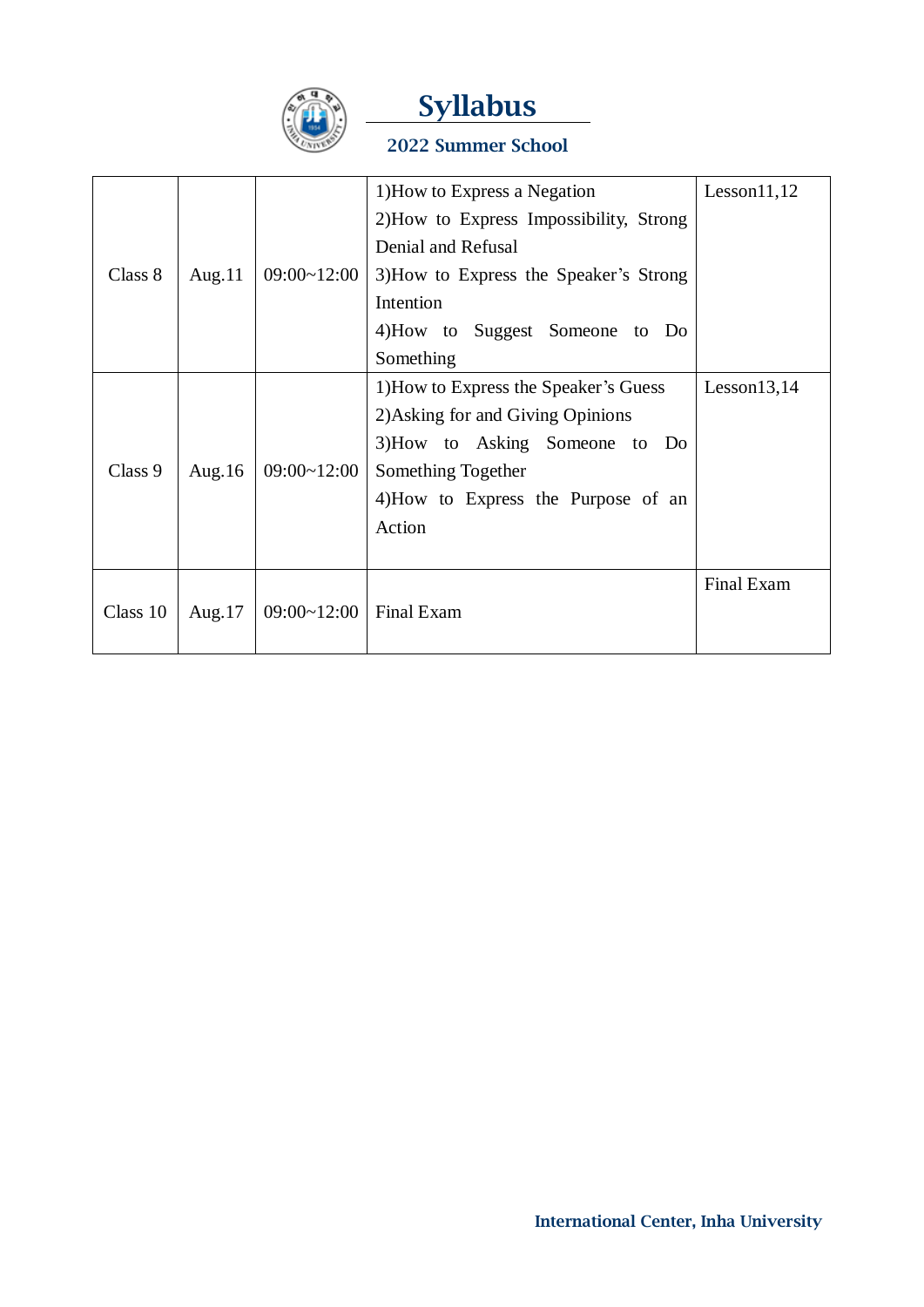# Syllabus

## 2022 Summer School

| | | | | |
|---|---|---|---|---|
| Class 8 | Aug.11 | 09:00~12:00 | 1)How to Express a Negation<br>2)How to Express Impossibility, Strong Denial and Refusal<br>3)How to Express the Speaker's Strong Intention<br>4)How to Suggest Someone to Do Something | Lesson11,12 |
| Class 9 | Aug.16 | 09:00~12:00 | 1)How to Express the Speaker's Guess<br>2)Asking for and Giving Opinions<br>3)How to Asking Someone to Do Something Together<br>4)How to Express the Purpose of an Action | Lesson13,14 |
| Class 10 | Aug.17 | 09:00~12:00 | Final Exam | Final Exam |

International Center, Inha University